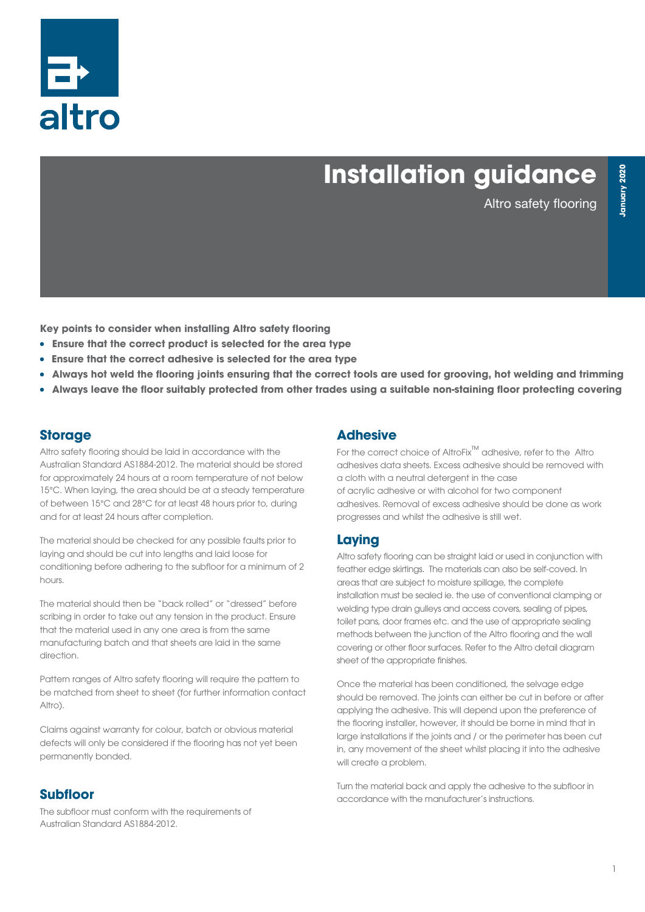altro

# Installation guidance

Altro safety flooring

January 2020

**Key points to consider when installing Altro safety flooring**

- **Ensure that the correct product is selected for the area type**
- **Ensure that the correct adhesive is selected for the area type**
- **Always hot weld the flooring joints ensuring that the correct tools are used for grooving, hot welding and trimming**
- **Always leave the floor suitably protected from other trades using a suitable non-staining floor protecting covering**

## Storage

Altro safety flooring should be laid in accordance with the Australian Standard AS1884-2012. The material should be stored for approximately 24 hours at a room temperature of not below 15°C. When laying, the area should be at a steady temperature of between 15°C and 28°C for at least 48 hours prior to, during and for at least 24 hours after completion.

The material should be checked for any possible faults prior to laying and should be cut into lengths and laid loose for conditioning before adhering to the subfloor for a minimum of 2 hours.

The material should then be "back rolled" or "dressed" before scribing in order to take out any tension in the product. Ensure that the material used in any one area is from the same manufacturing batch and that sheets are laid in the same direction.

Pattern ranges of Altro safety flooring will require the pattern to be matched from sheet to sheet (for further information contact Altro).

Claims against warranty for colour, batch or obvious material defects will only be considered if the flooring has not yet been permanently bonded.

## Subfloor

The subfloor must conform with the requirements of Australian Standard AS1884-2012.

## Adhesive

For the correct choice of AltroFix™ adhesive, refer to the Altro adhesives data sheets. Excess adhesive should be removed with a cloth with a neutral detergent in the case of acrylic adhesive or with alcohol for two component adhesives. Removal of excess adhesive should be done as work progresses and whilst the adhesive is still wet.

## Laying

Altro safety flooring can be straight laid or used in conjunction with feather edge skirtings. The materials can also be self-coved. In areas that are subject to moisture spillage, the complete installation must be sealed ie. the use of conventional clamping or welding type drain gulleys and access covers, sealing of pipes, toilet pans, door frames etc. and the use of appropriate sealing methods between the junction of the Altro flooring and the wall covering or other floor surfaces. Refer to the Altro detail diagram sheet of the appropriate finishes.

Once the material has been conditioned, the selvage edge should be removed. The joints can either be cut in before or after applying the adhesive. This will depend upon the preference of the flooring installer, however, it should be borne in mind that in large installations if the joints and / or the perimeter has been cut in, any movement of the sheet whilst placing it into the adhesive will create a problem.

Turn the material back and apply the adhesive to the subfloor in accordance with the manufacturer's instructions.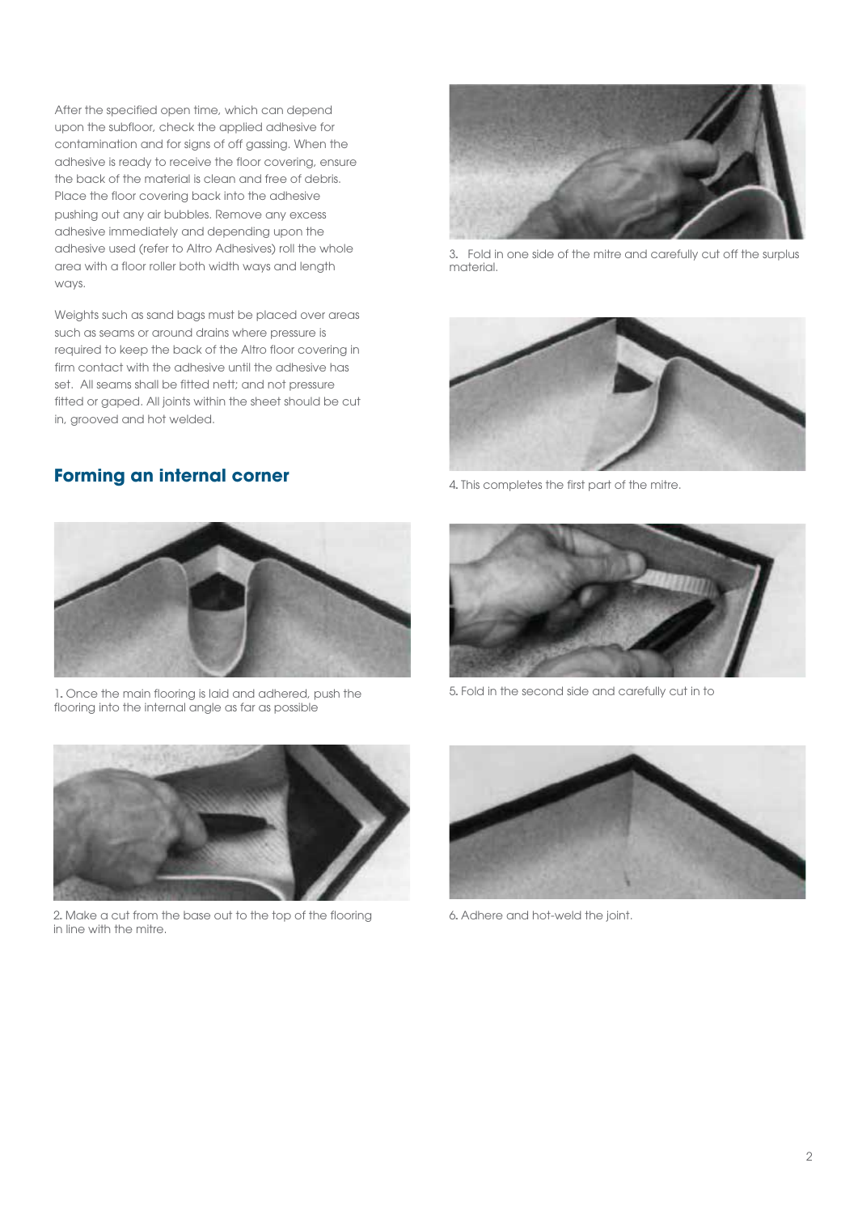After the specified open time, which can depend upon the subfloor, check the applied adhesive for contamination and for signs of off gassing. When the adhesive is ready to receive the floor covering, ensure the back of the material is clean and free of debris. Place the floor covering back into the adhesive pushing out any air bubbles. Remove any excess adhesive immediately and depending upon the adhesive used (refer to Altro Adhesives) roll the whole area with a floor roller both width ways and length ways.

Weights such as sand bags must be placed over areas such as seams or around drains where pressure is required to keep the back of the Altro floor covering in firm contact with the adhesive until the adhesive has set. All seams shall be fitted nett; and not pressure fitted or gaped. All joints within the sheet should be cut in, grooved and hot welded.

## Forming an internal corner

1. Once the main flooring is laid and adhered, push the flooring into the internal angle as far as possible

2. Make a cut from the base out to the top of the flooring in line with the mitre.

3. Fold in one side of the mitre and carefully cut off the surplus material.

4. This completes the first part of the mitre.

5. Fold in the second side and carefully cut in to

6. Adhere and hot-weld the joint.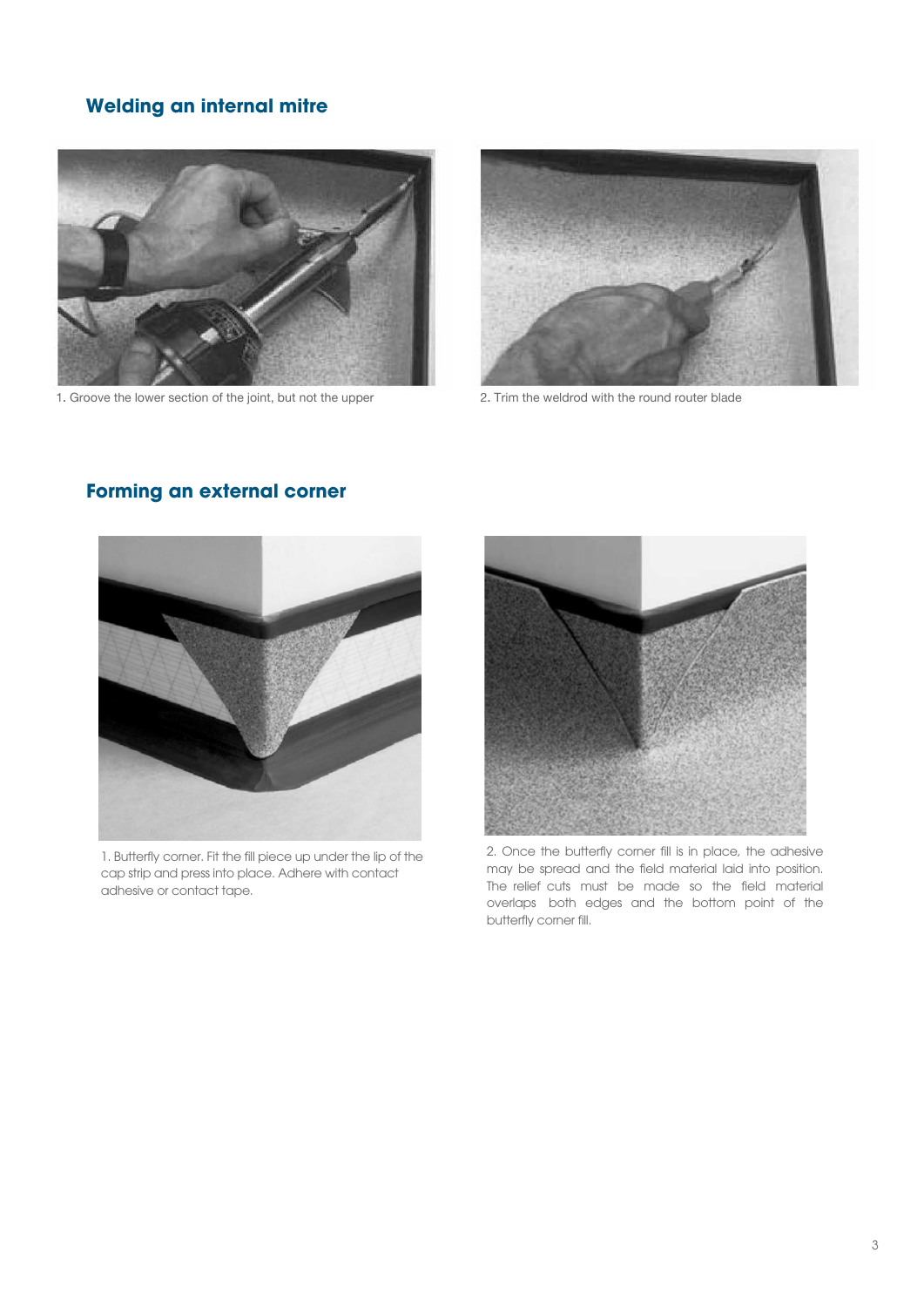## Welding an internal mitre

1. Groove the lower section of the joint, but not the upper

2. Trim the weldrod with the round router blade

## Forming an external corner

1. Butterfly corner. Fit the fill piece up under the lip of the cap strip and press into place. Adhere with contact adhesive or contact tape.

2. Once the butterfly corner fill is in place, the adhesive may be spread and the field material laid into position. The relief cuts must be made so the field material overlaps both edges and the bottom point of the butterfly corner fill.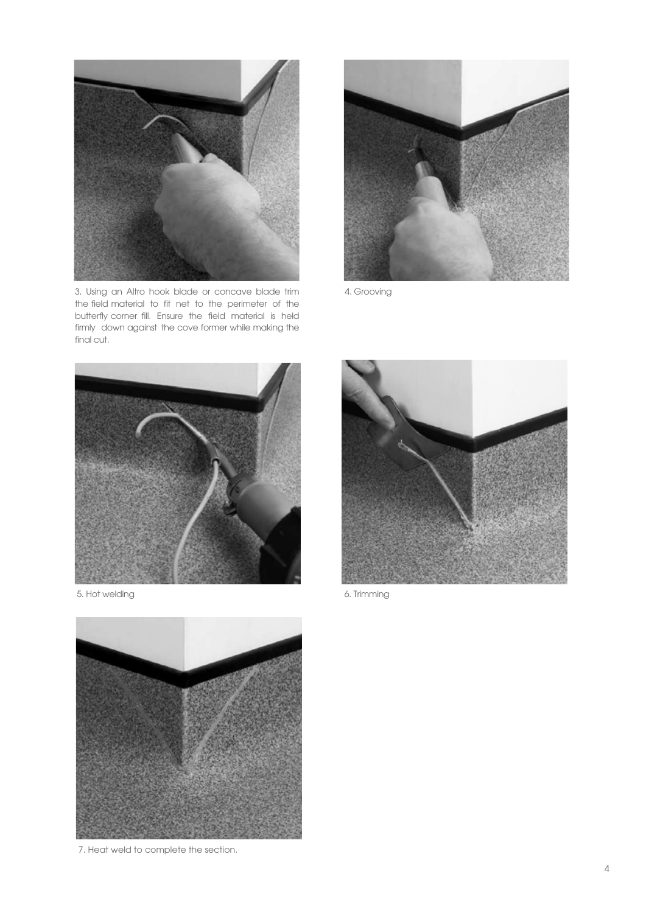3. Using an Altro hook blade or concave blade trim the field material to fit net to the perimeter of the butterfly corner fill. Ensure the field material is held firmly down against the cove former while making the final cut.

4. Grooving

5. Hot welding

6. Trimming

7. Heat weld to complete the section.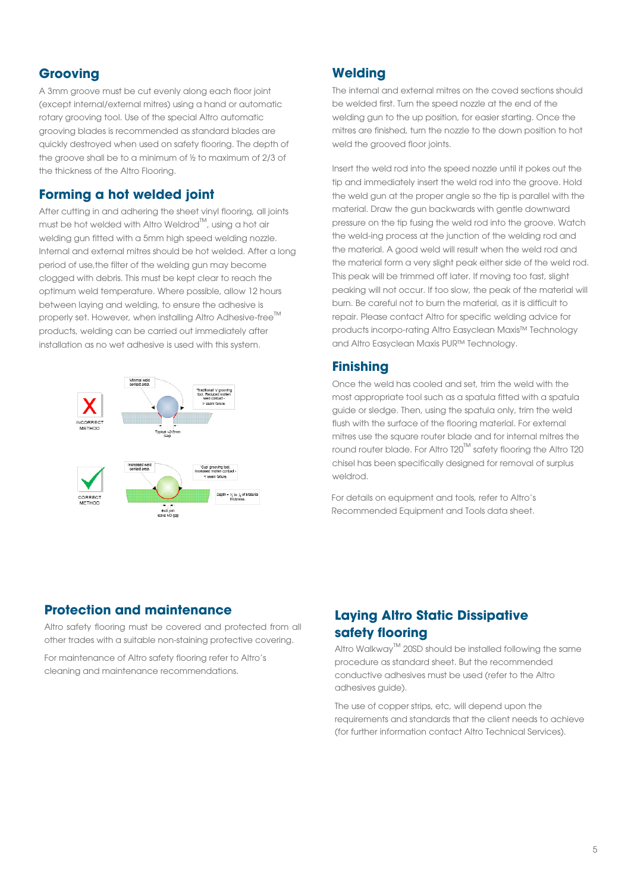## Grooving

A 3mm groove must be cut evenly along each floor joint (except internal/external mitres) using a hand or automatic rotary grooving tool. Use of the special Altro automatic grooving blades is recommended as standard blades are quickly destroyed when used on safety flooring. The depth of the groove shall be to a minimum of ½ to maximum of 2/3 of the thickness of the Altro Flooring.

## Forming a hot welded joint

After cutting in and adhering the sheet vinyl flooring, all joints must be hot welded with Altro Weldrod™, using a hot air welding gun fitted with a 5mm high speed welding nozzle. Internal and external mitres should be hot welded. After a long period of use,the filter of the welding gun may become clogged with debris. This must be kept clear to reach the optimum weld temperature. Where possible, allow 12 hours between laying and welding, to ensure the adhesive is properly set. However, when installing Altro Adhesive-free™ products, welding can be carried out immediately after installation as no wet adhesive is used with this system.

## Welding

The internal and external mitres on the coved sections should be welded first. Turn the speed nozzle at the end of the welding gun to the up position, for easier starting. Once the mitres are finished, turn the nozzle to the down position to hot weld the grooved floor joints.

Insert the weld rod into the speed nozzle until it pokes out the tip and immediately insert the weld rod into the groove. Hold the weld gun at the proper angle so the tip is parallel with the material. Draw the gun backwards with gentle downward pressure on the tip fusing the weld rod into the groove. Watch the weld-ing process at the junction of the welding rod and the material. A good weld will result when the weld rod and the material form a very slight peak either side of the weld rod. This peak will be trimmed off later. If moving too fast, slight peaking will not occur. If too slow, the peak of the material will burn. Be careful not to burn the material, as it is difficult to repair. Please contact Altro for specific welding advice for products incorpo-rating Altro Easyclean Maxis™ Technology and Altro Easyclean Maxis PUR™ Technology.

## Finishing

Once the weld has cooled and set, trim the weld with the most appropriate tool such as a spatula fitted with a spatula guide or sledge. Then, using the spatula only, trim the weld flush with the surface of the flooring material. For external mitres use the square router blade and for internal mitres the round router blade. For Altro T20™ safety flooring the Altro T20 chisel has been specifically designed for removal of surplus weldrod.

For details on equipment and tools, refer to Altro's Recommended Equipment and Tools data sheet.

## Protection and maintenance

Altro safety flooring must be covered and protected from all other trades with a suitable non-staining protective covering.

For maintenance of Altro safety flooring refer to Altro's cleaning and maintenance recommendations.

## Laying Altro Static Dissipative safety flooring

Altro Walkway™ 20SD should be installed following the same procedure as standard sheet. But the recommended conductive adhesives must be used (refer to the Altro adhesives guide).

The use of copper strips, etc, will depend upon the requirements and standards that the client needs to achieve (for further information contact Altro Technical Services).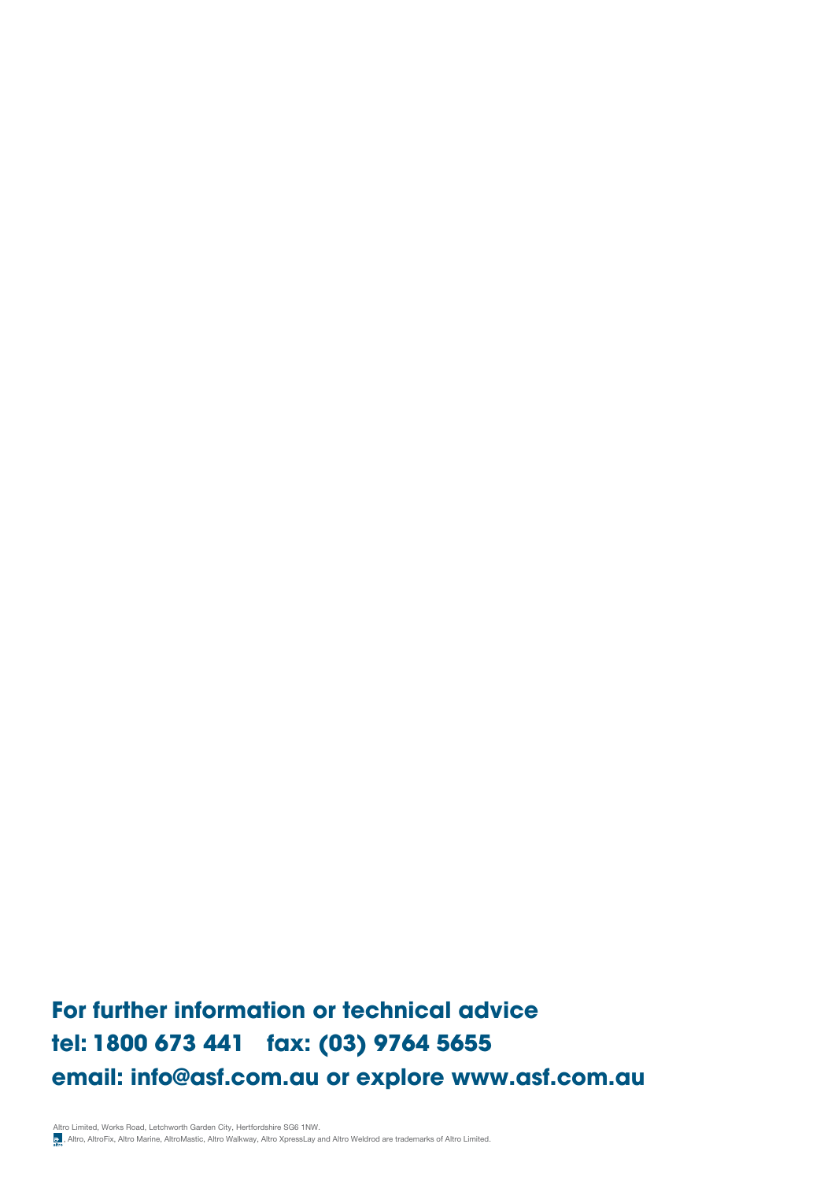**For further information or technical advice**
**tel: 1800 673 441 fax: (03) 9764 5655**
**email: info@asf.com.au or explore www.asf.com.au**

Altro Limited, Works Road, Letchworth Garden City, Hertfordshire SG6 1NW.
Altro, AltroFix, Altro Marine, AltroMastic, Altro Walkway, Altro XpressLay and Altro Weldrod are trademarks of Altro Limited.